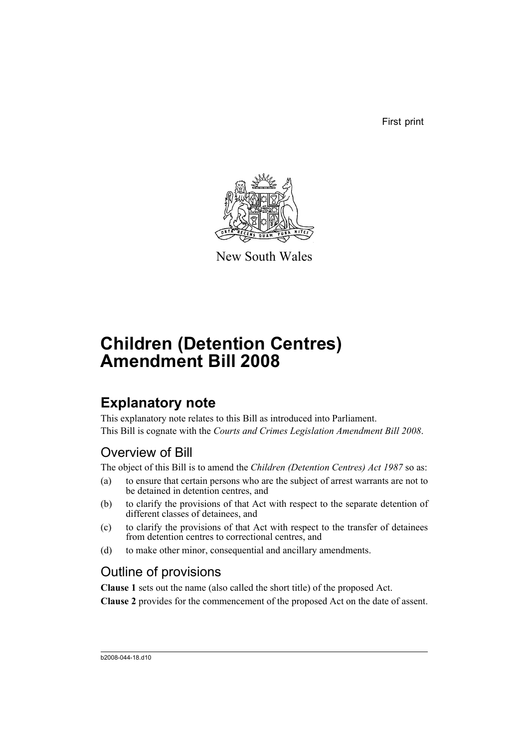First print

New South Wales

# Children (Detention Centres) Amendment Bill 2008

## Explanatory note

This explanatory note relates to this Bill as introduced into Parliament.
This Bill is cognate with the *Courts and Crimes Legislation Amendment Bill 2008*.

### Overview of Bill

The object of this Bill is to amend the *Children (Detention Centres) Act 1987* so as:

(a) to ensure that certain persons who are the subject of arrest warrants are not to be detained in detention centres, and

(b) to clarify the provisions of that Act with respect to the separate detention of different classes of detainees, and

(c) to clarify the provisions of that Act with respect to the transfer of detainees from detention centres to correctional centres, and

(d) to make other minor, consequential and ancillary amendments.

### Outline of provisions

**Clause 1** sets out the name (also called the short title) of the proposed Act.

**Clause 2** provides for the commencement of the proposed Act on the date of assent.

b2008-044-18.d10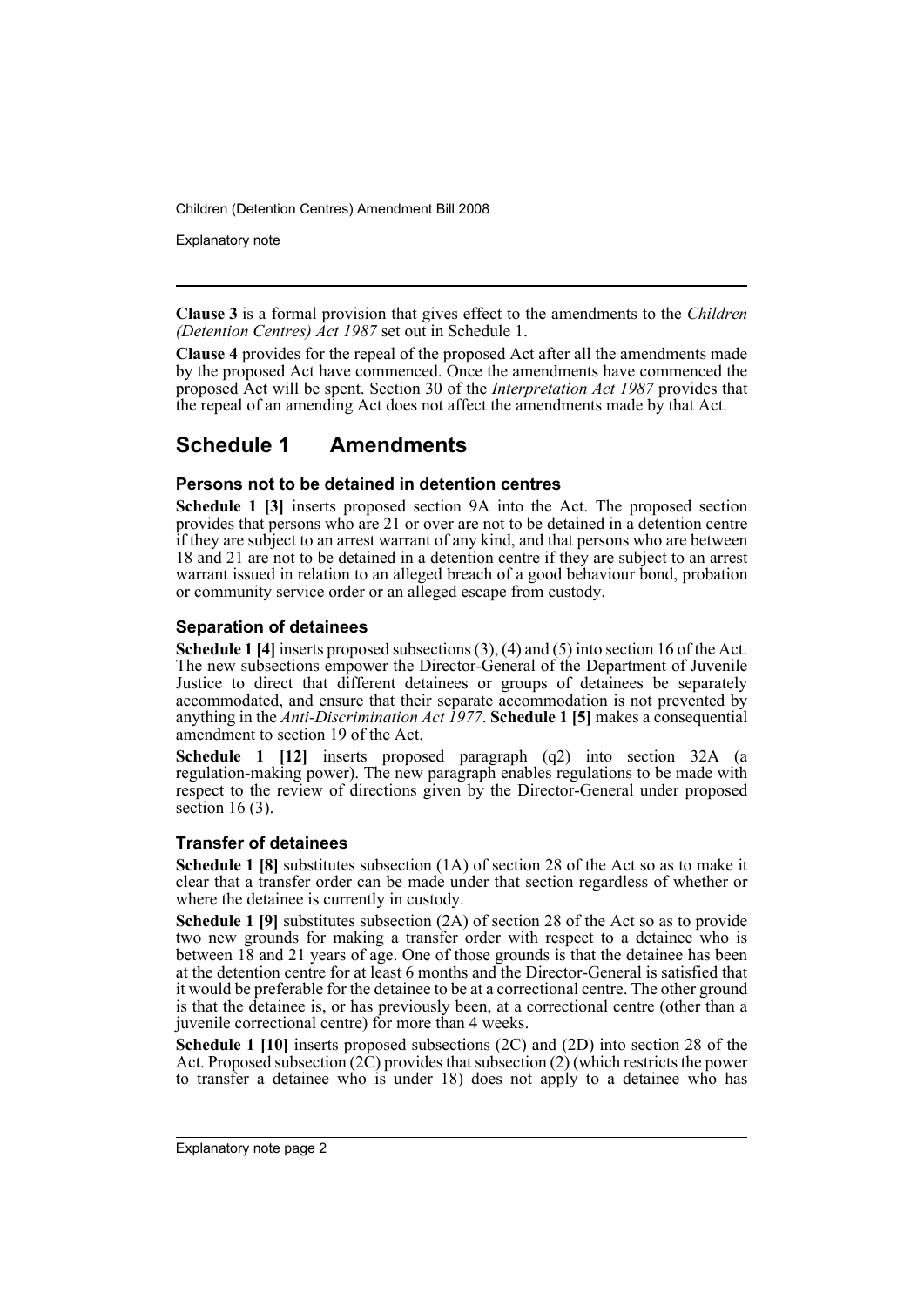**Clause 3** is a formal provision that gives effect to the amendments to the *Children (Detention Centres) Act 1987* set out in Schedule 1.

**Clause 4** provides for the repeal of the proposed Act after all the amendments made by the proposed Act have commenced. Once the amendments have commenced the proposed Act will be spent. Section 30 of the *Interpretation Act 1987* provides that the repeal of an amending Act does not affect the amendments made by that Act.

## Schedule 1 Amendments

### Persons not to be detained in detention centres

**Schedule 1 [3]** inserts proposed section 9A into the Act. The proposed section provides that persons who are 21 or over are not to be detained in a detention centre if they are subject to an arrest warrant of any kind, and that persons who are between 18 and 21 are not to be detained in a detention centre if they are subject to an arrest warrant issued in relation to an alleged breach of a good behaviour bond, probation or community service order or an alleged escape from custody.

### Separation of detainees

**Schedule 1 [4]** inserts proposed subsections (3), (4) and (5) into section 16 of the Act. The new subsections empower the Director-General of the Department of Juvenile Justice to direct that different detainees or groups of detainees be separately accommodated, and ensure that their separate accommodation is not prevented by anything in the *Anti-Discrimination Act 1977*. **Schedule 1 [5]** makes a consequential amendment to section 19 of the Act.

**Schedule 1 [12]** inserts proposed paragraph (q2) into section 32A (a regulation-making power). The new paragraph enables regulations to be made with respect to the review of directions given by the Director-General under proposed section 16 (3).

### Transfer of detainees

**Schedule 1 [8]** substitutes subsection (1A) of section 28 of the Act so as to make it clear that a transfer order can be made under that section regardless of whether or where the detainee is currently in custody.

**Schedule 1 [9]** substitutes subsection (2A) of section 28 of the Act so as to provide two new grounds for making a transfer order with respect to a detainee who is between 18 and 21 years of age. One of those grounds is that the detainee has been at the detention centre for at least 6 months and the Director-General is satisfied that it would be preferable for the detainee to be at a correctional centre. The other ground is that the detainee is, or has previously been, at a correctional centre (other than a juvenile correctional centre) for more than 4 weeks.

**Schedule 1 [10]** inserts proposed subsections (2C) and (2D) into section 28 of the Act. Proposed subsection (2C) provides that subsection (2) (which restricts the power to transfer a detainee who is under 18) does not apply to a detainee who has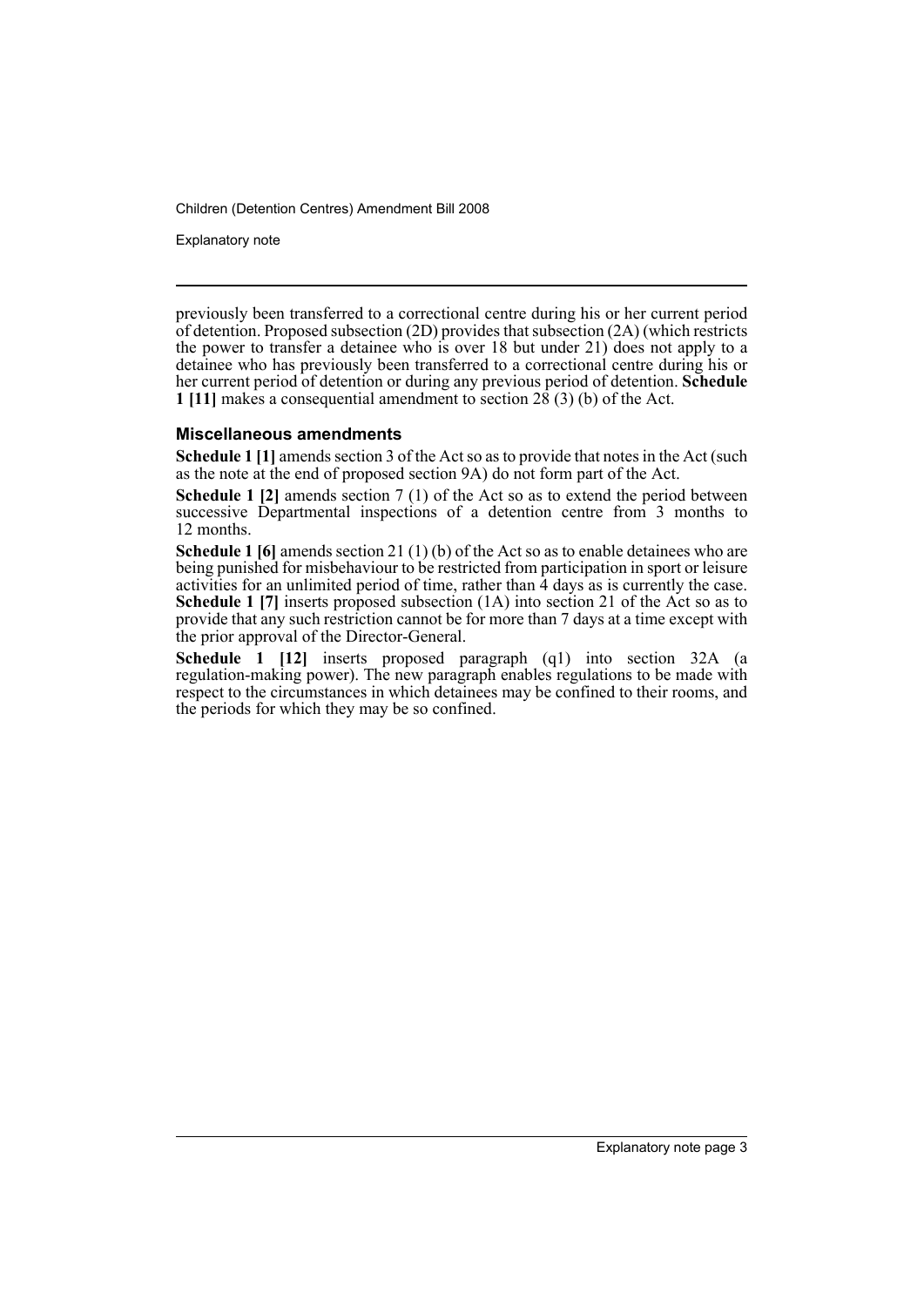previously been transferred to a correctional centre during his or her current period of detention. Proposed subsection (2D) provides that subsection (2A) (which restricts the power to transfer a detainee who is over 18 but under 21) does not apply to a detainee who has previously been transferred to a correctional centre during his or her current period of detention or during any previous period of detention. **Schedule 1 [11]** makes a consequential amendment to section 28 (3) (b) of the Act.

### Miscellaneous amendments

**Schedule 1 [1]** amends section 3 of the Act so as to provide that notes in the Act (such as the note at the end of proposed section 9A) do not form part of the Act.

**Schedule 1 [2]** amends section 7 (1) of the Act so as to extend the period between successive Departmental inspections of a detention centre from 3 months to 12 months.

**Schedule 1 [6]** amends section 21 (1) (b) of the Act so as to enable detainees who are being punished for misbehaviour to be restricted from participation in sport or leisure activities for an unlimited period of time, rather than 4 days as is currently the case. **Schedule 1 [7]** inserts proposed subsection (1A) into section 21 of the Act so as to provide that any such restriction cannot be for more than 7 days at a time except with the prior approval of the Director-General.

**Schedule 1 [12]** inserts proposed paragraph (q1) into section 32A (a regulation-making power). The new paragraph enables regulations to be made with respect to the circumstances in which detainees may be confined to their rooms, and the periods for which they may be so confined.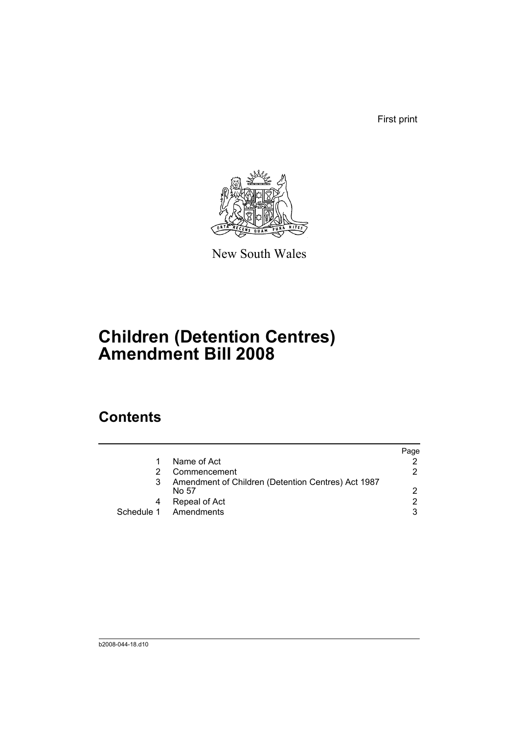First print

New South Wales

# Children (Detention Centres) Amendment Bill 2008

## Contents

| | | Page |
|---|---|---|
| 1 | Name of Act | 2 |
| 2 | Commencement | 2 |
| 3 | Amendment of Children (Detention Centres) Act 1987 No 57 | 2 |
| 4 | Repeal of Act | 2 |
| Schedule 1 | Amendments | 3 |

b2008-044-18.d10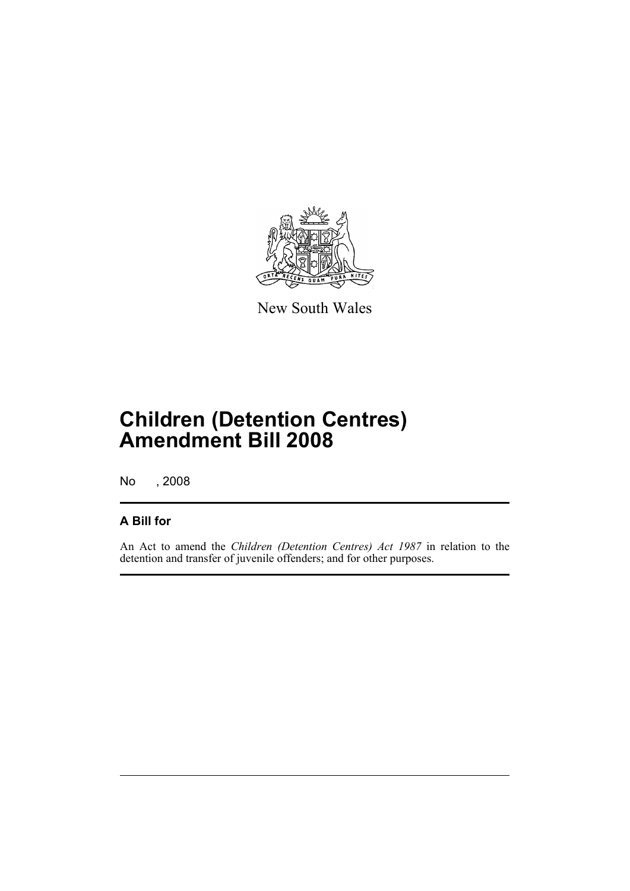New South Wales

# Children (Detention Centres) Amendment Bill 2008

No , 2008

## A Bill for

An Act to amend the *Children (Detention Centres) Act 1987* in relation to the detention and transfer of juvenile offenders; and for other purposes.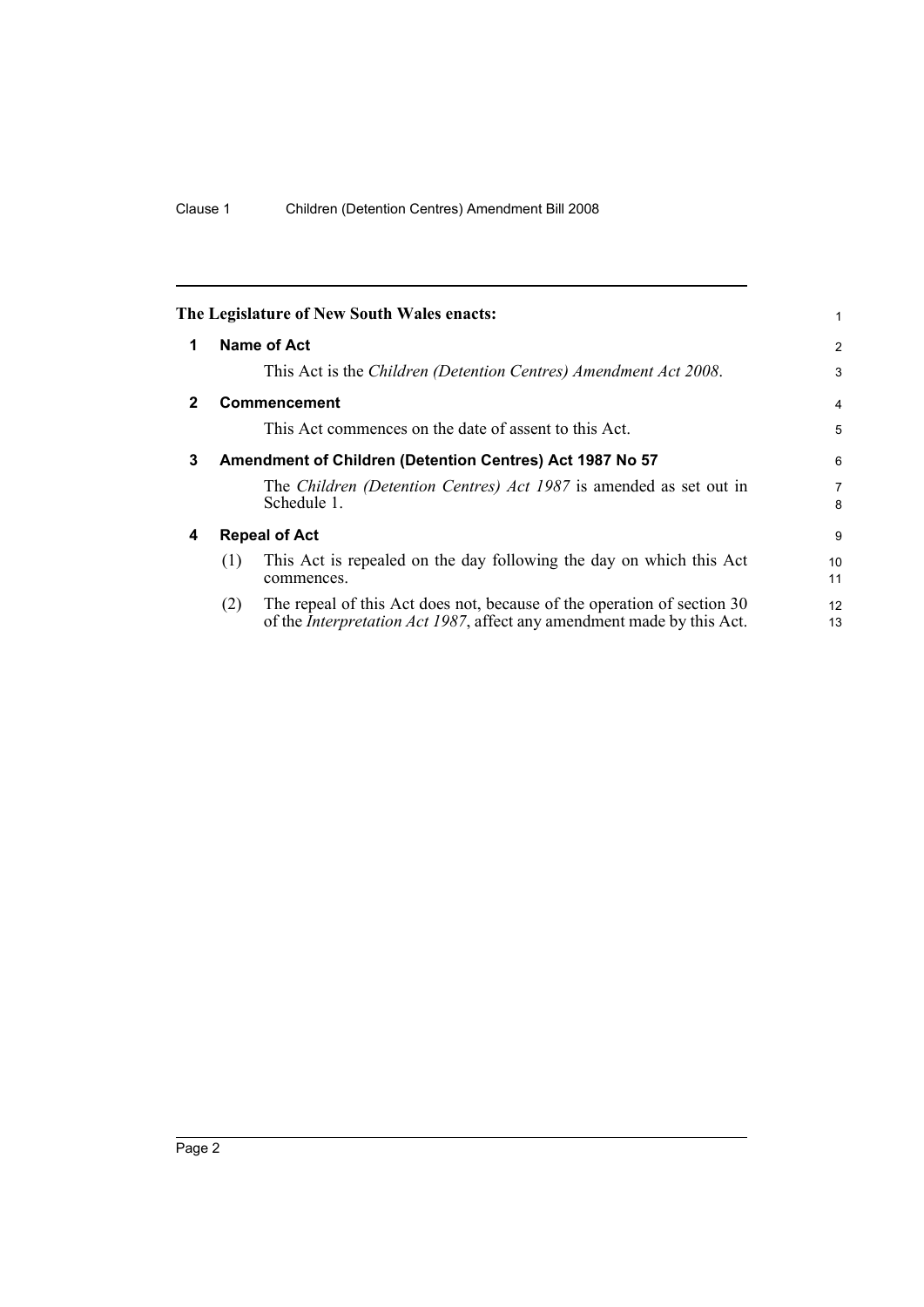The Legislature of New South Wales enacts:

## 1 Name of Act

This Act is the *Children (Detention Centres) Amendment Act 2008*.

## 2 Commencement

This Act commences on the date of assent to this Act.

## 3 Amendment of Children (Detention Centres) Act 1987 No 57

The *Children (Detention Centres) Act 1987* is amended as set out in Schedule 1.

## 4 Repeal of Act

(1) This Act is repealed on the day following the day on which this Act commences.

(2) The repeal of this Act does not, because of the operation of section 30 of the *Interpretation Act 1987*, affect any amendment made by this Act.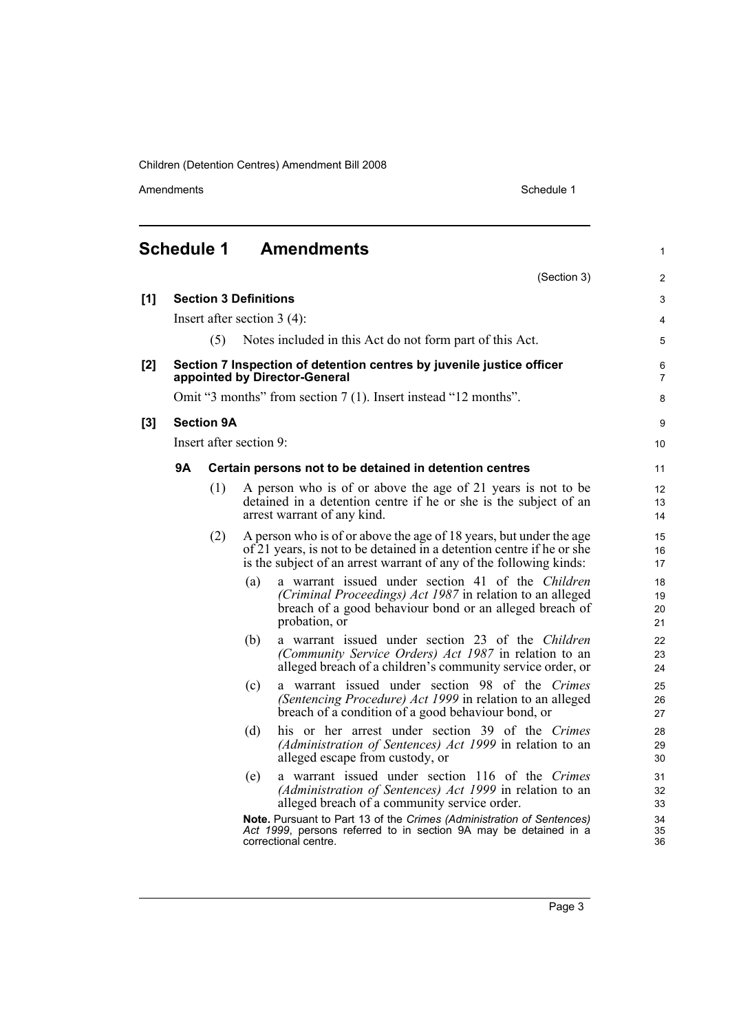## Schedule 1 Amendments

(Section 3)

**[1] Section 3 Definitions**

Insert after section 3 (4):

(5) Notes included in this Act do not form part of this Act.

**[2] Section 7 Inspection of detention centres by juvenile justice officer appointed by Director-General**

Omit "3 months" from section 7 (1). Insert instead "12 months".

**[3] Section 9A**

Insert after section 9:

**9A Certain persons not to be detained in detention centres**

(1) A person who is of or above the age of 21 years is not to be detained in a detention centre if he or she is the subject of an arrest warrant of any kind.

(2) A person who is of or above the age of 18 years, but under the age of 21 years, is not to be detained in a detention centre if he or she is the subject of an arrest warrant of any of the following kinds:

(a) a warrant issued under section 41 of the *Children (Criminal Proceedings) Act 1987* in relation to an alleged breach of a good behaviour bond or an alleged breach of probation, or

(b) a warrant issued under section 23 of the *Children (Community Service Orders) Act 1987* in relation to an alleged breach of a children's community service order, or

(c) a warrant issued under section 98 of the *Crimes (Sentencing Procedure) Act 1999* in relation to an alleged breach of a condition of a good behaviour bond, or

(d) his or her arrest under section 39 of the *Crimes (Administration of Sentences) Act 1999* in relation to an alleged escape from custody, or

(e) a warrant issued under section 116 of the *Crimes (Administration of Sentences) Act 1999* in relation to an alleged breach of a community service order.

**Note.** Pursuant to Part 13 of the *Crimes (Administration of Sentences) Act 1999*, persons referred to in section 9A may be detained in a correctional centre.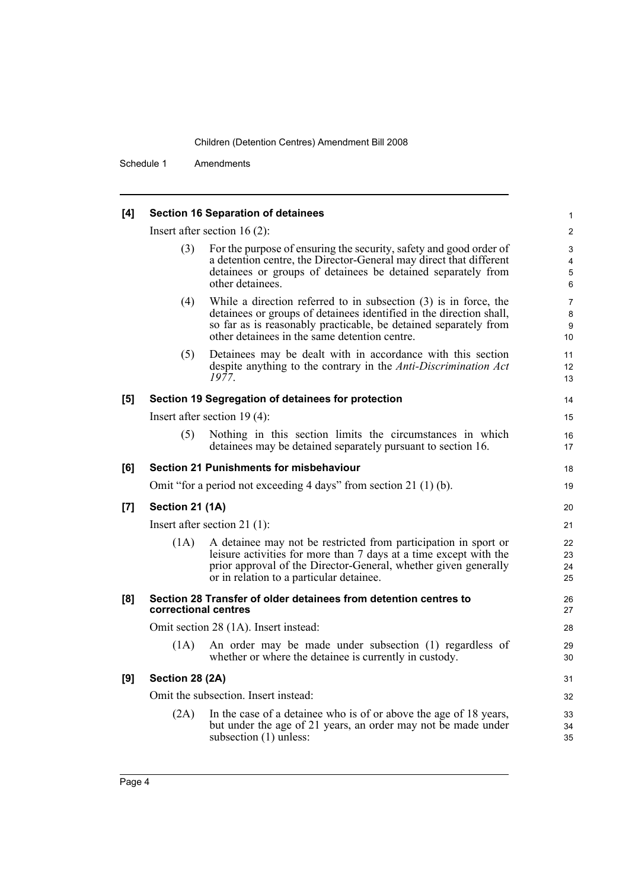**[4] Section 16 Separation of detainees**

Insert after section 16 (2):

(3) For the purpose of ensuring the security, safety and good order of a detention centre, the Director-General may direct that different detainees or groups of detainees be detained separately from other detainees.

(4) While a direction referred to in subsection (3) is in force, the detainees or groups of detainees identified in the direction shall, so far as is reasonably practicable, be detained separately from other detainees in the same detention centre.

(5) Detainees may be dealt with in accordance with this section despite anything to the contrary in the *Anti-Discrimination Act 1977*.

**[5] Section 19 Segregation of detainees for protection**

Insert after section 19 (4):

(5) Nothing in this section limits the circumstances in which detainees may be detained separately pursuant to section 16.

**[6] Section 21 Punishments for misbehaviour**

Omit "for a period not exceeding 4 days" from section 21 (1) (b).

**[7] Section 21 (1A)**

Insert after section 21 (1):

(1A) A detainee may not be restricted from participation in sport or leisure activities for more than 7 days at a time except with the prior approval of the Director-General, whether given generally or in relation to a particular detainee.

**[8] Section 28 Transfer of older detainees from detention centres to correctional centres**

Omit section 28 (1A). Insert instead:

(1A) An order may be made under subsection (1) regardless of whether or where the detainee is currently in custody.

**[9] Section 28 (2A)**

Omit the subsection. Insert instead:

(2A) In the case of a detainee who is of or above the age of 18 years, but under the age of 21 years, an order may not be made under subsection (1) unless: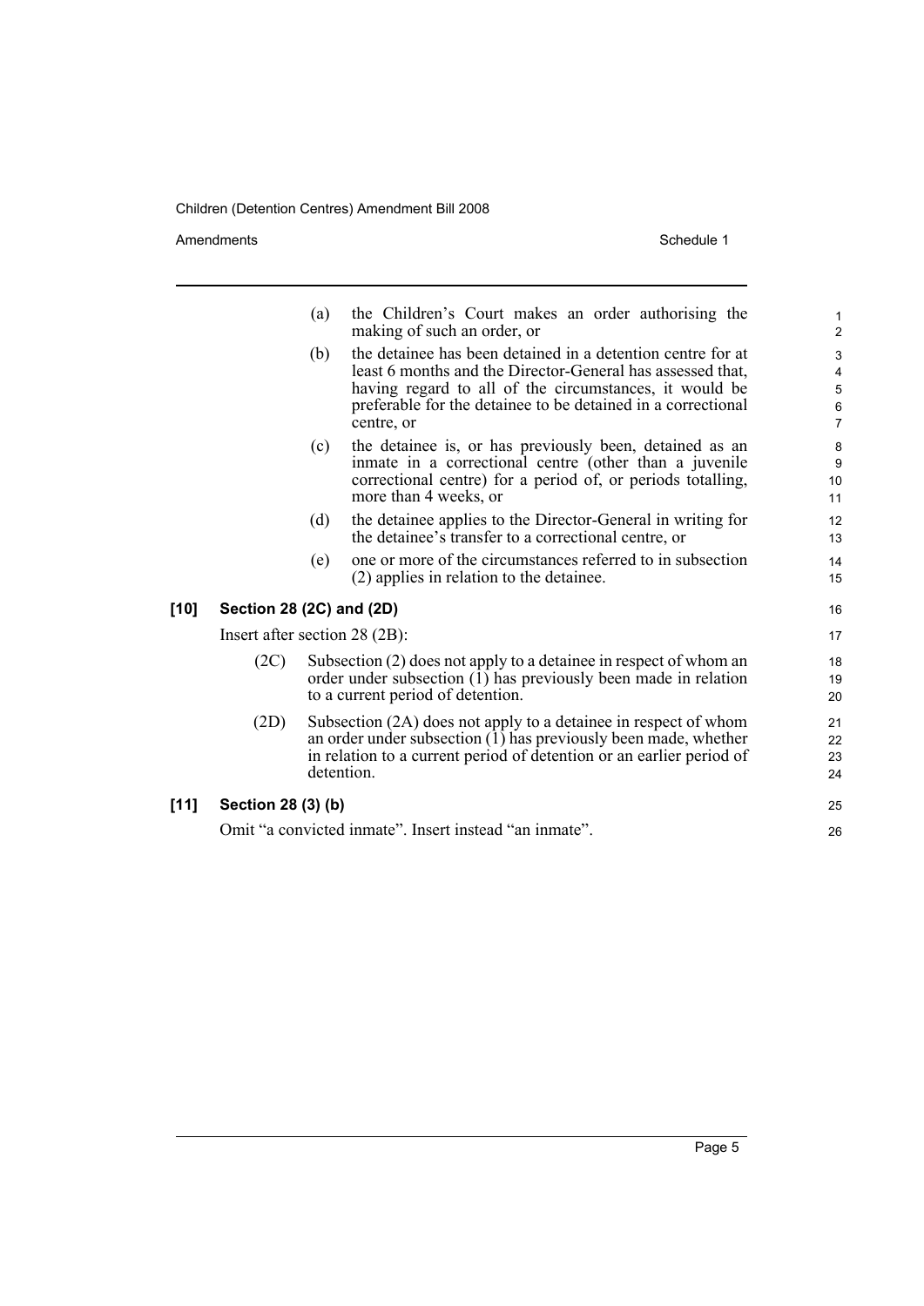(a) the Children's Court makes an order authorising the making of such an order, or

(b) the detainee has been detained in a detention centre for at least 6 months and the Director-General has assessed that, having regard to all of the circumstances, it would be preferable for the detainee to be detained in a correctional centre, or

(c) the detainee is, or has previously been, detained as an inmate in a correctional centre (other than a juvenile correctional centre) for a period of, or periods totalling, more than 4 weeks, or

(d) the detainee applies to the Director-General in writing for the detainee's transfer to a correctional centre, or

(e) one or more of the circumstances referred to in subsection (2) applies in relation to the detainee.

### [10] Section 28 (2C) and (2D)

Insert after section 28 (2B):

(2C) Subsection (2) does not apply to a detainee in respect of whom an order under subsection (1) has previously been made in relation to a current period of detention.

(2D) Subsection (2A) does not apply to a detainee in respect of whom an order under subsection (1) has previously been made, whether in relation to a current period of detention or an earlier period of detention.

### [11] Section 28 (3) (b)

Omit "a convicted inmate". Insert instead "an inmate".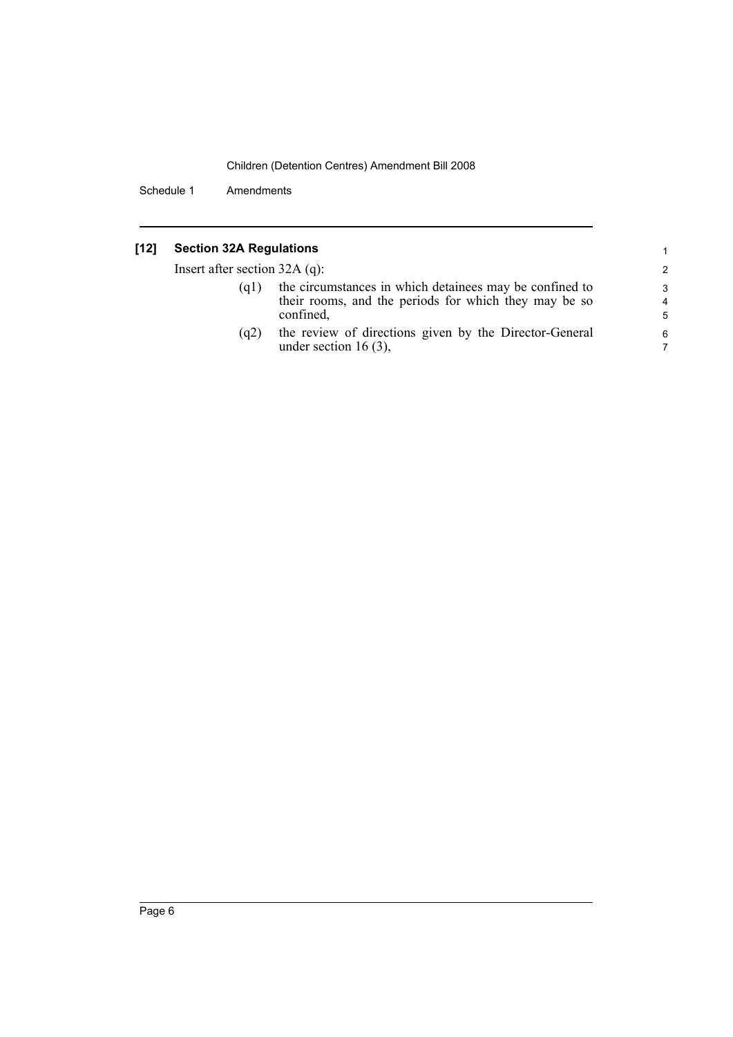### [12] Section 32A Regulations

Insert after section 32A (q):

(q1) the circumstances in which detainees may be confined to their rooms, and the periods for which they may be so confined,

(q2) the review of directions given by the Director-General under section 16 (3),